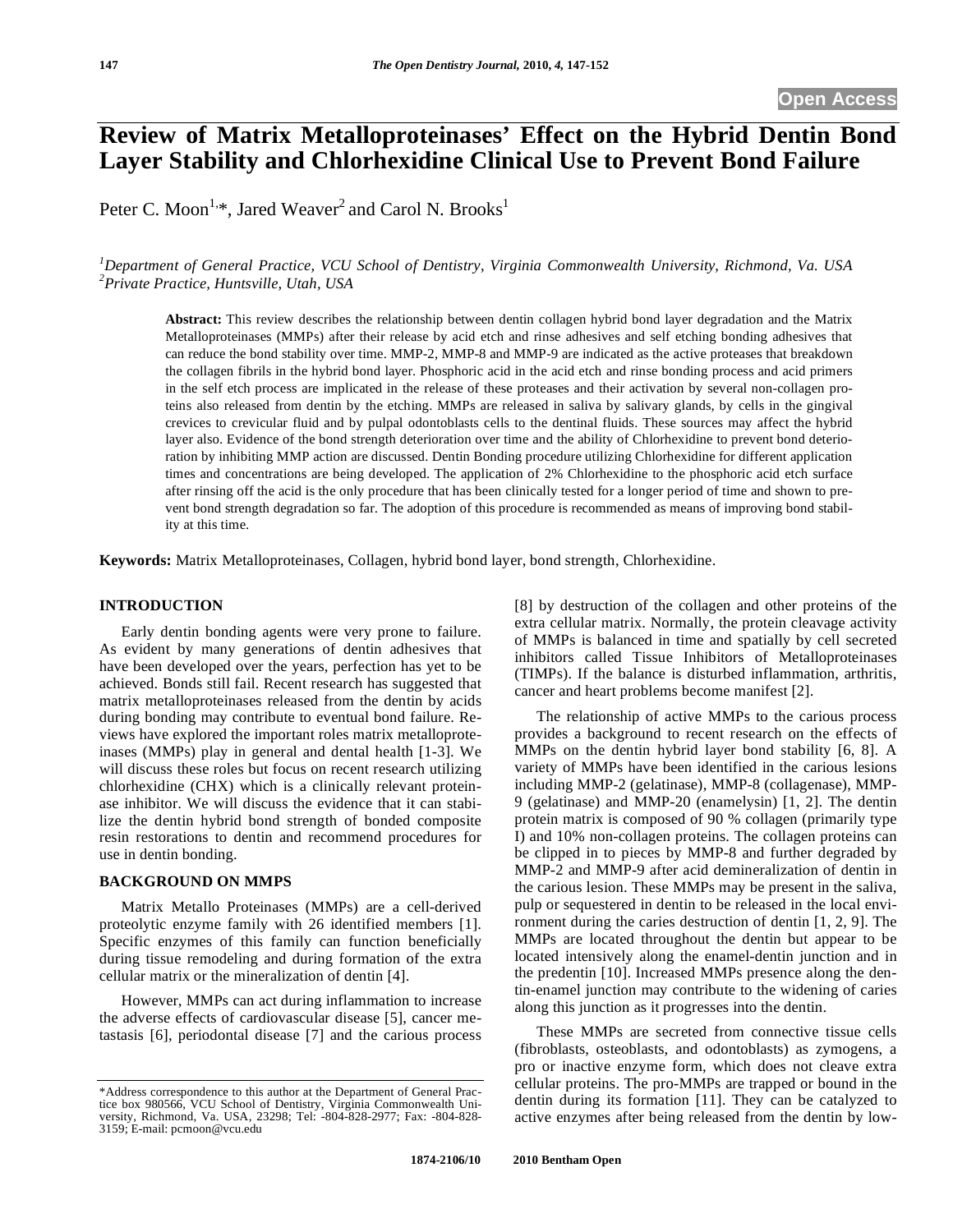# Review of Matrix Metalloproteinases' Effect on the Hybrid Dentin Bond Layer Stability and Chlorhexidine Clinical Use to Prevent Bond Failure

Peter C. Moon[1,*], Jared Weaver[2] and Carol N. Brooks[1]

[1]*Department of General Practice, VCU School of Dentistry, Virginia Commonwealth University, Richmond, Va. USA*
[2]*Private Practice, Huntsville, Utah, USA*

**Abstract:** This review describes the relationship between dentin collagen hybrid bond layer degradation and the Matrix Metalloproteinases (MMPs) after their release by acid etch and rinse adhesives and self etching bonding adhesives that can reduce the bond stability over time. MMP-2, MMP-8 and MMP-9 are indicated as the active proteases that breakdown the collagen fibrils in the hybrid bond layer. Phosphoric acid in the acid etch and rinse bonding process and acid primers in the self etch process are implicated in the release of these proteases and their activation by several non-collagen proteins also released from dentin by the etching. MMPs are released in saliva by salivary glands, by cells in the gingival crevices to crevicular fluid and by pulpal odontoblasts cells to the dentinal fluids. These sources may affect the hybrid layer also. Evidence of the bond strength deterioration over time and the ability of Chlorhexidine to prevent bond deterioration by inhibiting MMP action are discussed. Dentin Bonding procedure utilizing Chlorhexidine for different application times and concentrations are being developed. The application of 2% Chlorhexidine to the phosphoric acid etch surface after rinsing off the acid is the only procedure that has been clinically tested for a longer period of time and shown to prevent bond strength degradation so far. The adoption of this procedure is recommended as means of improving bond stability at this time.

**Keywords:** Matrix Metalloproteinases, Collagen, hybrid bond layer, bond strength, Chlorhexidine.

## INTRODUCTION

Early dentin bonding agents were very prone to failure. As evident by many generations of dentin adhesives that have been developed over the years, perfection has yet to be achieved. Bonds still fail. Recent research has suggested that matrix metalloproteinases released from the dentin by acids during bonding may contribute to eventual bond failure. Reviews have explored the important roles matrix metalloproteinases (MMPs) play in general and dental health [1-3]. We will discuss these roles but focus on recent research utilizing chlorhexidine (CHX) which is a clinically relevant protein-ase inhibitor. We will discuss the evidence that it can stabilize the dentin hybrid bond strength of bonded composite resin restorations to dentin and recommend procedures for use in dentin bonding.

## BACKGROUND ON MMPS

Matrix Metallo Proteinases (MMPs) are a cell-derived proteolytic enzyme family with 26 identified members [1]. Specific enzymes of this family can function beneficially during tissue remodeling and during formation of the extra cellular matrix or the mineralization of dentin [4].

However, MMPs can act during inflammation to increase the adverse effects of cardiovascular disease [5], cancer metastasis [6], periodontal disease [7] and the carious process [8] by destruction of the collagen and other proteins of the extra cellular matrix. Normally, the protein cleavage activity of MMPs is balanced in time and spatially by cell secreted inhibitors called Tissue Inhibitors of Metalloproteinases (TIMPs). If the balance is disturbed inflammation, arthritis, cancer and heart problems become manifest [2].

The relationship of active MMPs to the carious process provides a background to recent research on the effects of MMPs on the dentin hybrid layer bond stability [6, 8]. A variety of MMPs have been identified in the carious lesions including MMP-2 (gelatinase), MMP-8 (collagenase), MMP-9 (gelatinase) and MMP-20 (enamelysin) [1, 2]. The dentin protein matrix is composed of 90 % collagen (primarily type I) and 10% non-collagen proteins. The collagen proteins can be clipped in to pieces by MMP-8 and further degraded by MMP-2 and MMP-9 after acid demineralization of dentin in the carious lesion. These MMPs may be present in the saliva, pulp or sequestered in dentin to be released in the local environment during the caries destruction of dentin [1, 2, 9]. The MMPs are located throughout the dentin but appear to be located intensively along the enamel-dentin junction and in the predentin [10]. Increased MMPs presence along the dentin-enamel junction may contribute to the widening of caries along this junction as it progresses into the dentin.

These MMPs are secreted from connective tissue cells (fibroblasts, osteoblasts, and odontoblasts) as zymogens, a pro or inactive enzyme form, which does not cleave extra cellular proteins. The pro-MMPs are trapped or bound in the dentin during its formation [11]. They can be catalyzed to active enzymes after being released from the dentin by low-

*Address correspondence to this author at the Department of General Practice box 980566, VCU School of Dentistry, Virginia Commonwealth University, Richmond, Va. USA, 23298; Tel: -804-828-2977; Fax: -804-828-3159; E-mail: pcmoon@vcu.edu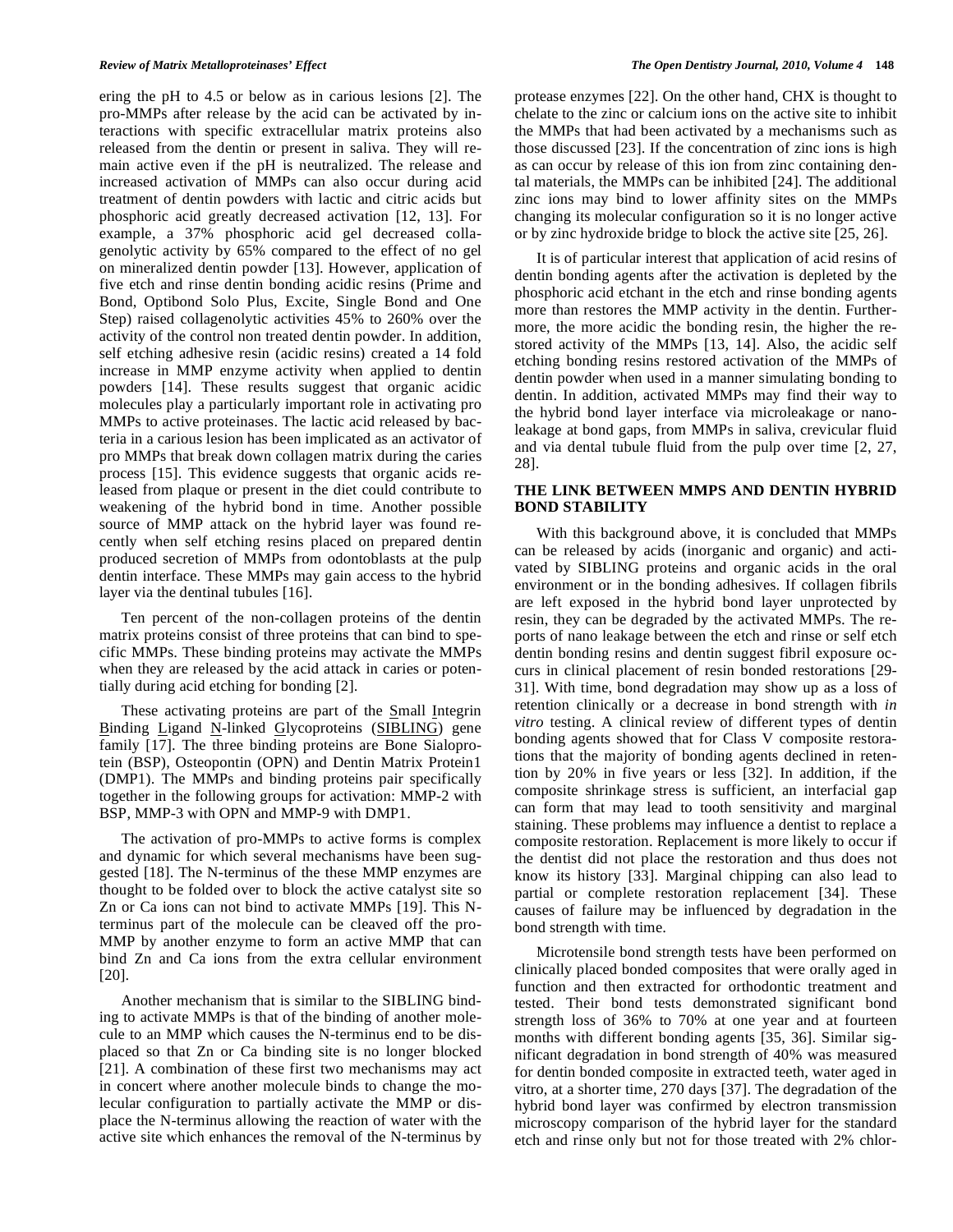ering the pH to 4.5 or below as in carious lesions [2]. The pro-MMPs after release by the acid can be activated by interactions with specific extracellular matrix proteins also released from the dentin or present in saliva. They will remain active even if the pH is neutralized. The release and increased activation of MMPs can also occur during acid treatment of dentin powders with lactic and citric acids but phosphoric acid greatly decreased activation [12, 13]. For example, a 37% phosphoric acid gel decreased collagenolytic activity by 65% compared to the effect of no gel on mineralized dentin powder [13]. However, application of five etch and rinse dentin bonding acidic resins (Prime and Bond, Optibond Solo Plus, Excite, Single Bond and One Step) raised collagenolytic activities 45% to 260% over the activity of the control non treated dentin powder. In addition, self etching adhesive resin (acidic resins) created a 14 fold increase in MMP enzyme activity when applied to dentin powders [14]. These results suggest that organic acidic molecules play a particularly important role in activating pro MMPs to active proteinases. The lactic acid released by bacteria in a carious lesion has been implicated as an activator of pro MMPs that break down collagen matrix during the caries process [15]. This evidence suggests that organic acids released from plaque or present in the diet could contribute to weakening of the hybrid bond in time. Another possible source of MMP attack on the hybrid layer was found recently when self etching resins placed on prepared dentin produced secretion of MMPs from odontoblasts at the pulp dentin interface. These MMPs may gain access to the hybrid layer via the dentinal tubules [16].

Ten percent of the non-collagen proteins of the dentin matrix proteins consist of three proteins that can bind to specific MMPs. These binding proteins may activate the MMPs when they are released by the acid attack in caries or potentially during acid etching for bonding [2].

These activating proteins are part of the Small Integrin Binding Ligand N-linked Glycoproteins (SIBLING) gene family [17]. The three binding proteins are Bone Sialoprotein (BSP), Osteopontin (OPN) and Dentin Matrix Protein1 (DMP1). The MMPs and binding proteins pair specifically together in the following groups for activation: MMP-2 with BSP, MMP-3 with OPN and MMP-9 with DMP1.

The activation of pro-MMPs to active forms is complex and dynamic for which several mechanisms have been suggested [18]. The N-terminus of the these MMP enzymes are thought to be folded over to block the active catalyst site so Zn or Ca ions can not bind to activate MMPs [19]. This N-terminus part of the molecule can be cleaved off the pro-MMP by another enzyme to form an active MMP that can bind Zn and Ca ions from the extra cellular environment [20].

Another mechanism that is similar to the SIBLING binding to activate MMPs is that of the binding of another molecule to an MMP which causes the N-terminus end to be displaced so that Zn or Ca binding site is no longer blocked [21]. A combination of these first two mechanisms may act in concert where another molecule binds to change the molecular configuration to partially activate the MMP or displace the N-terminus allowing the reaction of water with the active site which enhances the removal of the N-terminus by protease enzymes [22]. On the other hand, CHX is thought to chelate to the zinc or calcium ions on the active site to inhibit the MMPs that had been activated by a mechanisms such as those discussed [23]. If the concentration of zinc ions is high as can occur by release of this ion from zinc containing dental materials, the MMPs can be inhibited [24]. The additional zinc ions may bind to lower affinity sites on the MMPs changing its molecular configuration so it is no longer active or by zinc hydroxide bridge to block the active site [25, 26].

It is of particular interest that application of acid resins of dentin bonding agents after the activation is depleted by the phosphoric acid etchant in the etch and rinse bonding agents more than restores the MMP activity in the dentin. Furthermore, the more acidic the bonding resin, the higher the restored activity of the MMPs [13, 14]. Also, the acidic self etching bonding resins restored activation of the MMPs of dentin powder when used in a manner simulating bonding to dentin. In addition, activated MMPs may find their way to the hybrid bond layer interface via microleakage or nanoleakage at bond gaps, from MMPs in saliva, crevicular fluid and via dental tubule fluid from the pulp over time [2, 27, 28].

## THE LINK BETWEEN MMPS AND DENTIN HYBRID BOND STABILITY

With this background above, it is concluded that MMPs can be released by acids (inorganic and organic) and activated by SIBLING proteins and organic acids in the oral environment or in the bonding adhesives. If collagen fibrils are left exposed in the hybrid bond layer unprotected by resin, they can be degraded by the activated MMPs. The reports of nano leakage between the etch and rinse or self etch dentin bonding resins and dentin suggest fibril exposure occurs in clinical placement of resin bonded restorations [29-31]. With time, bond degradation may show up as a loss of retention clinically or a decrease in bond strength with *in vitro* testing. A clinical review of different types of dentin bonding agents showed that for Class V composite restorations that the majority of bonding agents declined in retention by 20% in five years or less [32]. In addition, if the composite shrinkage stress is sufficient, an interfacial gap can form that may lead to tooth sensitivity and marginal staining. These problems may influence a dentist to replace a composite restoration. Replacement is more likely to occur if the dentist did not place the restoration and thus does not know its history [33]. Marginal chipping can also lead to partial or complete restoration replacement [34]. These causes of failure may be influenced by degradation in the bond strength with time.

Microtensile bond strength tests have been performed on clinically placed bonded composites that were orally aged in function and then extracted for orthodontic treatment and tested. Their bond tests demonstrated significant bond strength loss of 36% to 70% at one year and at fourteen months with different bonding agents [35, 36]. Similar significant degradation in bond strength of 40% was measured for dentin bonded composite in extracted teeth, water aged in vitro, at a shorter time, 270 days [37]. The degradation of the hybrid bond layer was confirmed by electron transmission microscopy comparison of the hybrid layer for the standard etch and rinse only but not for those treated with 2% chlor-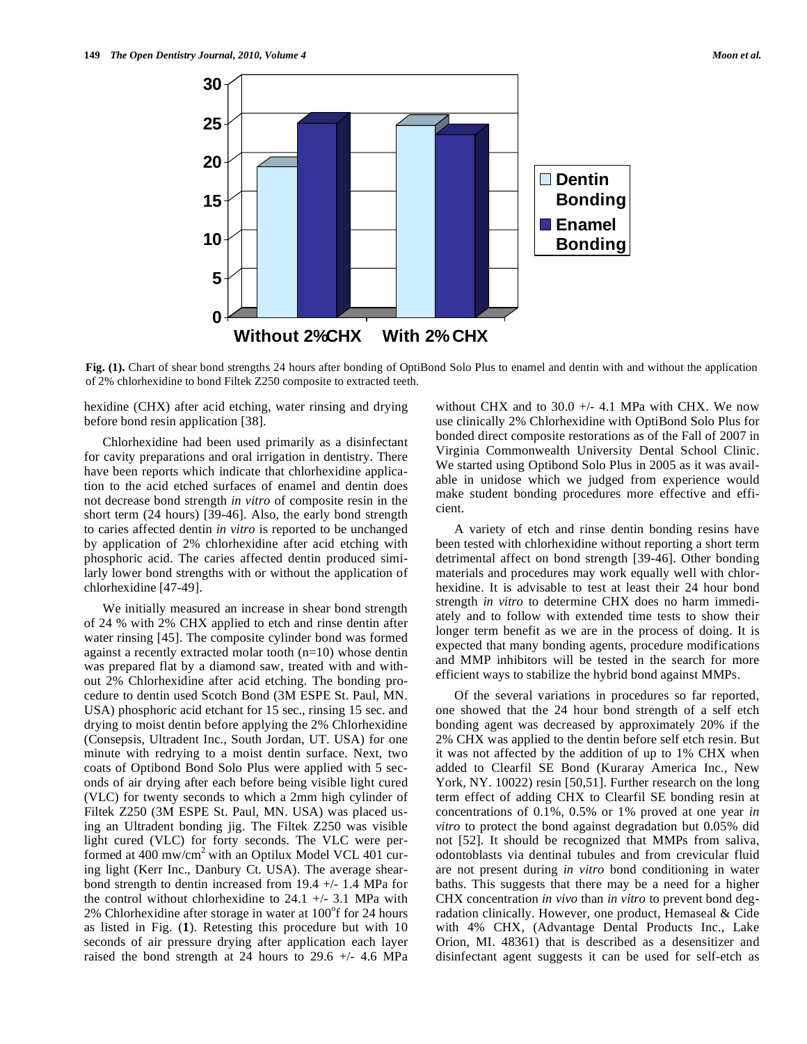**Fig. (1).** Chart of shear bond strengths 24 hours after bonding of OptiBond Solo Plus to enamel and dentin with and without the application of 2% chlorhexidine to bond Filtek Z250 composite to extracted teeth.

hexidine (CHX) after acid etching, water rinsing and drying before bond resin application [38].

Chlorhexidine had been used primarily as a disinfectant for cavity preparations and oral irrigation in dentistry. There have been reports which indicate that chlorhexidine application to the acid etched surfaces of enamel and dentin does not decrease bond strength *in vitro* of composite resin in the short term (24 hours) [39-46]. Also, the early bond strength to caries affected dentin *in vitro* is reported to be unchanged by application of 2% chlorhexidine after acid etching with phosphoric acid. The caries affected dentin produced similarly lower bond strengths with or without the application of chlorhexidine [47-49].

We initially measured an increase in shear bond strength of 24 % with 2% CHX applied to etch and rinse dentin after water rinsing [45]. The composite cylinder bond was formed against a recently extracted molar tooth (n=10) whose dentin was prepared flat by a diamond saw, treated with and without 2% Chlorhexidine after acid etching. The bonding procedure to dentin used Scotch Bond (3M ESPE St. Paul, MN. USA) phosphoric acid etchant for 15 sec., rinsing 15 sec. and drying to moist dentin before applying the 2% Chlorhexidine (Consepsis, Ultradent Inc., South Jordan, UT. USA) for one minute with redrying to a moist dentin surface. Next, two coats of Optibond Bond Solo Plus were applied with 5 seconds of air drying after each before being visible light cured (VLC) for twenty seconds to which a 2mm high cylinder of Filtek Z250 (3M ESPE St. Paul, MN. USA) was placed using an Ultradent bonding jig. The Filtek Z250 was visible light cured (VLC) for forty seconds. The VLC were performed at 400 mw/cm$^2$ with an Optilux Model VCL 401 curing light (Kerr Inc., Danbury Ct. USA). The average shear-bond strength to dentin increased from 19.4 +/- 1.4 MPa for the control without chlorhexidine to 24.1 +/- 3.1 MPa with 2% Chlorhexidine after storage in water at 100$^o$f for 24 hours as listed in Fig. (**1**). Retesting this procedure but with 10 seconds of air pressure drying after application each layer raised the bond strength at 24 hours to 29.6 +/- 4.6 MPa without CHX and to 30.0 +/- 4.1 MPa with CHX. We now use clinically 2% Chlorhexidine with OptiBond Solo Plus for bonded direct composite restorations as of the Fall of 2007 in Virginia Commonwealth University Dental School Clinic. We started using Optibond Solo Plus in 2005 as it was available in unidose which we judged from experience would make student bonding procedures more effective and efficient.

A variety of etch and rinse dentin bonding resins have been tested with chlorhexidine without reporting a short term detrimental affect on bond strength [39-46]. Other bonding materials and procedures may work equally well with chlorhexidine. It is advisable to test at least their 24 hour bond strength *in vitro* to determine CHX does no harm immediately and to follow with extended time tests to show their longer term benefit as we are in the process of doing. It is expected that many bonding agents, procedure modifications and MMP inhibitors will be tested in the search for more efficient ways to stabilize the hybrid bond against MMPs.

Of the several variations in procedures so far reported, one showed that the 24 hour bond strength of a self etch bonding agent was decreased by approximately 20% if the 2% CHX was applied to the dentin before self etch resin. But it was not affected by the addition of up to 1% CHX when added to Clearfil SE Bond (Kuraray America Inc., New York, NY. 10022) resin [50,51]. Further research on the long term effect of adding CHX to Clearfil SE bonding resin at concentrations of 0.1%, 0.5% or 1% proved at one year *in vitro* to protect the bond against degradation but 0.05% did not [52]. It should be recognized that MMPs from saliva, odontoblasts via dentinal tubules and from crevicular fluid are not present during *in vitro* bond conditioning in water baths. This suggests that there may be a need for a higher CHX concentration *in vivo* than *in vitro* to prevent bond degradation clinically. However, one product, Hemaseal & Cide with 4% CHX, (Advantage Dental Products Inc., Lake Orion, MI. 48361) that is described as a desensitizer and disinfectant agent suggests it can be used for self-etch as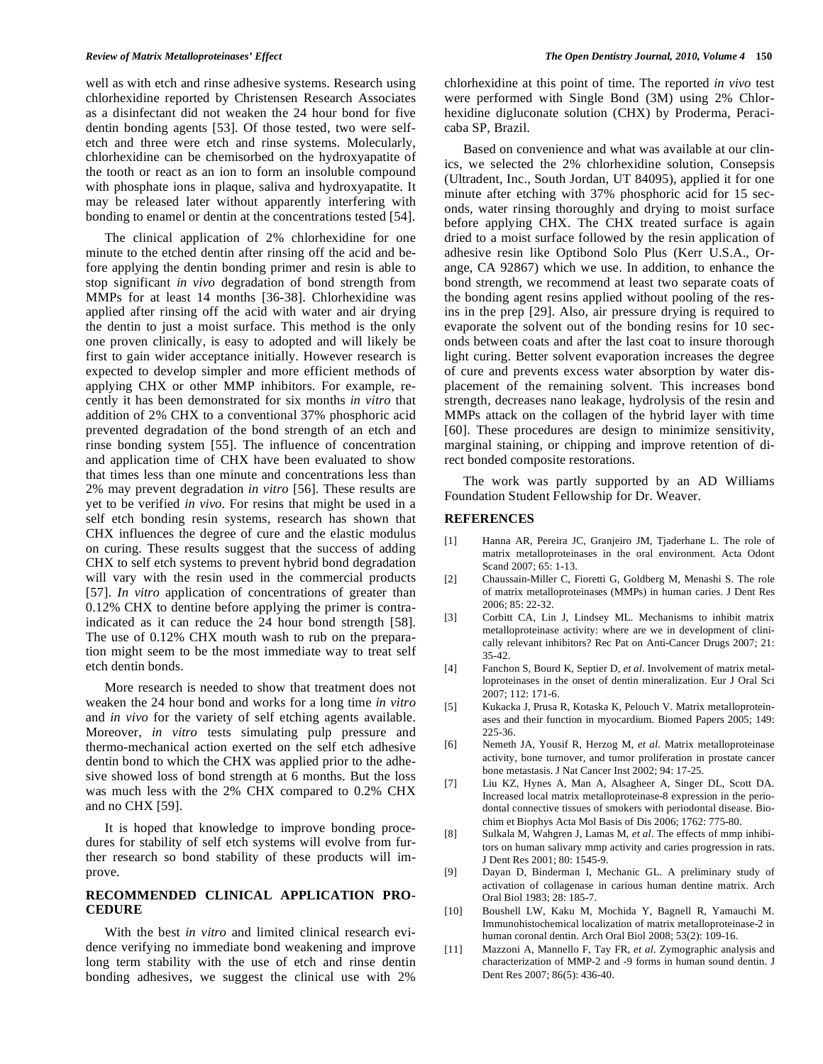well as with etch and rinse adhesive systems. Research using chlorhexidine reported by Christensen Research Associates as a disinfectant did not weaken the 24 hour bond for five dentin bonding agents [53]. Of those tested, two were self-etch and three were etch and rinse systems. Molecularly, chlorhexidine can be chemisorbed on the hydroxyapatite of the tooth or react as an ion to form an insoluble compound with phosphate ions in plaque, saliva and hydroxyapatite. It may be released later without apparently interfering with bonding to enamel or dentin at the concentrations tested [54].

The clinical application of 2% chlorhexidine for one minute to the etched dentin after rinsing off the acid and before applying the dentin bonding primer and resin is able to stop significant *in vivo* degradation of bond strength from MMPs for at least 14 months [36-38]. Chlorhexidine was applied after rinsing off the acid with water and air drying the dentin to just a moist surface. This method is the only one proven clinically, is easy to adopted and will likely be first to gain wider acceptance initially. However research is expected to develop simpler and more efficient methods of applying CHX or other MMP inhibitors. For example, recently it has been demonstrated for six months *in vitro* that addition of 2% CHX to a conventional 37% phosphoric acid prevented degradation of the bond strength of an etch and rinse bonding system [55]. The influence of concentration and application time of CHX have been evaluated to show that times less than one minute and concentrations less than 2% may prevent degradation *in vitro* [56]. These results are yet to be verified *in vivo*. For resins that might be used in a self etch bonding resin systems, research has shown that CHX influences the degree of cure and the elastic modulus on curing. These results suggest that the success of adding CHX to self etch systems to prevent hybrid bond degradation will vary with the resin used in the commercial products [57]. *In vitro* application of concentrations of greater than 0.12% CHX to dentine before applying the primer is contraindicated as it can reduce the 24 hour bond strength [58]. The use of 0.12% CHX mouth wash to rub on the preparation might seem to be the most immediate way to treat self etch dentin bonds.

More research is needed to show that treatment does not weaken the 24 hour bond and works for a long time *in vitro* and *in vivo* for the variety of self etching agents available. Moreover, *in vitro* tests simulating pulp pressure and thermo-mechanical action exerted on the self etch adhesive dentin bond to which the CHX was applied prior to the adhesive showed loss of bond strength at 6 months. But the loss was much less with the 2% CHX compared to 0.2% CHX and no CHX [59].

It is hoped that knowledge to improve bonding procedures for stability of self etch systems will evolve from further research so bond stability of these products will improve.

## RECOMMENDED CLINICAL APPLICATION PROCEDURE

With the best *in vitro* and limited clinical research evidence verifying no immediate bond weakening and improve long term stability with the use of etch and rinse dentin bonding adhesives, we suggest the clinical use with 2% chlorhexidine at this point of time. The reported *in vivo* test were performed with Single Bond (3M) using 2% Chlorhexidine digluconate solution (CHX) by Proderma, Piracicaba SP, Brazil.

Based on convenience and what was available at our clinics, we selected the 2% chlorhexidine solution, Consepsis (Ultradent, Inc., South Jordan, UT 84095), applied it for one minute after etching with 37% phosphoric acid for 15 seconds, water rinsing thoroughly and drying to moist surface before applying CHX. The CHX treated surface is again dried to a moist surface followed by the resin application of adhesive resin like Optibond Solo Plus (Kerr U.S.A., Orange, CA 92867) which we use. In addition, to enhance the bond strength, we recommend at least two separate coats of the bonding agent resins applied without pooling of the resins in the prep [29]. Also, air pressure drying is required to evaporate the solvent out of the bonding resins for 10 seconds between coats and after the last coat to insure thorough light curing. Better solvent evaporation increases the degree of cure and prevents excess water absorption by water displacement of the remaining solvent. This increases bond strength, decreases nano leakage, hydrolysis of the resin and MMPs attack on the collagen of the hybrid layer with time [60]. These procedures are design to minimize sensitivity, marginal staining, or chipping and improve retention of direct bonded composite restorations.

The work was partly supported by an AD Williams Foundation Student Fellowship for Dr. Weaver.

## REFERENCES

[1] Hanna AR, Pereira JC, Granjeiro JM, Tjaderhane L. The role of matrix metalloproteinases in the oral environment. Acta Odont Scand 2007; 65: 1-13.

[2] Chaussain-Miller C, Fioretti G, Goldberg M, Menashi S. The role of matrix metalloproteinases (MMPs) in human caries. J Dent Res 2006; 85: 22-32.

[3] Corbitt CA, Lin J, Lindsey ML. Mechanisms to inhibit matrix metalloproteinase activity: where are we in development of clinically relevant inhibitors? Rec Pat on Anti-Cancer Drugs 2007; 21: 35-42.

[4] Fanchon S, Bourd K, Septier D, *et al*. Involvement of matrix metalloproteinases in the onset of dentin mineralization. Eur J Oral Sci 2007; 112: 171-6.

[5] Kukacka J, Prusa R, Kotaska K, Pelouch V. Matrix metalloproteinases and their function in myocardium. Biomed Papers 2005; 149: 225-36.

[6] Nemeth JA, Yousif R, Herzog M, *et al*. Matrix metalloproteinase activity, bone turnover, and tumor proliferation in prostate cancer bone metastasis. J Nat Cancer Inst 2002; 94: 17-25.

[7] Liu KZ, Hynes A, Man A, Alsagheer A, Singer DL, Scott DA. Increased local matrix metalloproteinase-8 expression in the periodontal connective tissues of smokers with periodontal disease. Biochim et Biophys Acta Mol Basis of Dis 2006; 1762: 775-80.

[8] Sulkala M, Wahgren J, Lamas M, *et al*. The effects of mmp inhibitors on human salivary mmp activity and caries progression in rats. J Dent Res 2001; 80: 1545-9.

[9] Dayan D, Binderman I, Mechanic GL. A preliminary study of activation of collagenase in carious human dentine matrix. Arch Oral Biol 1983; 28: 185-7.

[10] Boushell LW, Kaku M, Mochida Y, Bagnell R, Yamauchi M. Immunohistochemical localization of matrix metalloproteinase-2 in human coronal dentin. Arch Oral Biol 2008; 53(2): 109-16.

[11] Mazzoni A, Mannello F, Tay FR, *et al.* Zymographic analysis and characterization of MMP-2 and -9 forms in human sound dentin. J Dent Res 2007; 86(5): 436-40.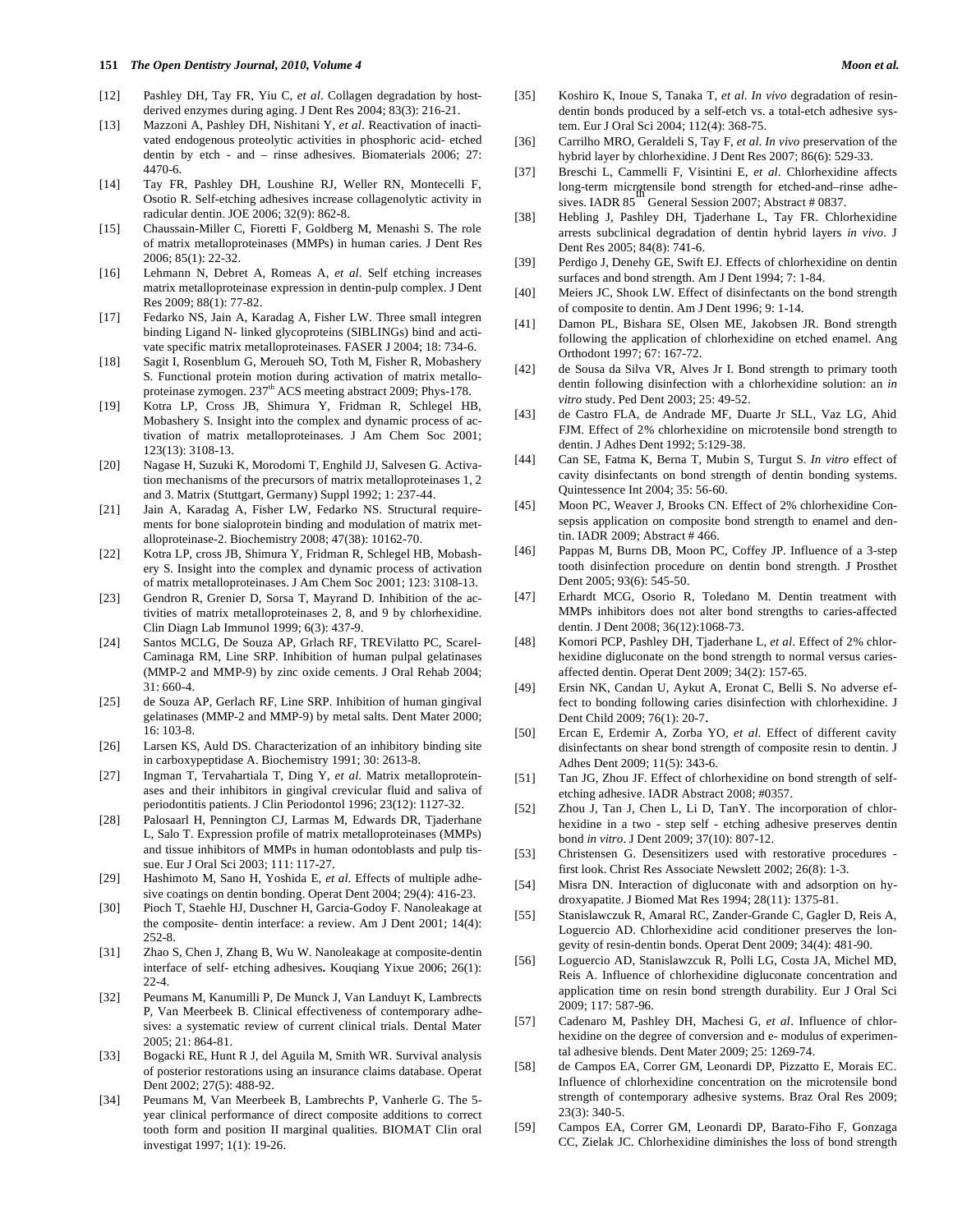[12] Pashley DH, Tay FR, Yiu C, *et al*. Collagen degradation by host-derived enzymes during aging. J Dent Res 2004; 83(3): 216-21.

[13] Mazzoni A, Pashley DH, Nishitani Y, *et al*. Reactivation of inactivated endogenous proteolytic activities in phosphoric acid- etched dentin by etch - and – rinse adhesives. Biomaterials 2006; 27: 4470-6.

[14] Tay FR, Pashley DH, Loushine RJ, Weller RN, Montecelli F, Osotio R. Self-etching adhesives increase collagenolytic activity in radicular dentin. JOE 2006; 32(9): 862-8.

[15] Chaussain-Miller C, Fioretti F, Goldberg M, Menashi S. The role of matrix metalloproteinases (MMPs) in human caries. J Dent Res 2006; 85(1): 22-32.

[16] Lehmann N, Debret A, Romeas A, *et al*. Self etching increases matrix metalloproteinase expression in dentin-pulp complex. J Dent Res 2009; 88(1): 77-82.

[17] Fedarko NS, Jain A, Karadag A, Fisher LW. Three small integren binding Ligand N- linked glycoproteins (SIBLINGs) bind and activate specific matrix metalloproteinases. FASER J 2004; 18: 734-6.

[18] Sagit I, Rosenblum G, Merouéh SO, Toth M, Fisher R, Mobashery S. Functional protein motion during activation of matrix metalloproteinase zymogen. 237[th] ACS meeting abstract 2009; Phys-178.

[19] Kotra LP, Cross JB, Shimura Y, Fridman R, Schlegel HB, Mobashery S. Insight into the complex and dynamic process of activation of matrix metalloproteinases. J Am Chem Soc 2001; 123(13): 3108-13.

[20] Nagase H, Suzuki K, Morodomi T, Enghild JJ, Salvesen G. Activation mechanisms of the precursors of matrix metalloproteinases 1, 2 and 3. Matrix (Stuttgart, Germany) Suppl 1992; 1: 237-44.

[21] Jain A, Karadag A, Fisher LW, Fedarko NS. Structural requirements for bone sialoprotein binding and modulation of matrix metalloproteinase-2. Biochemistry 2008; 47(38): 10162-70.

[22] Kotra LP, cross JB, Shimura Y, Fridman R, Schlegel HB, Mobashery S. Insight into the complex and dynamic process of activation of matrix metalloproteinases. J Am Chem Soc 2001; 123: 3108-13.

[23] Gendron R, Grenier D, Sorsa T, Mayrand D. Inhibition of the activities of matrix metalloproteinases 2, 8, and 9 by chlorhexidine. Clin Diagn Lab Immunol 1999; 6(3): 437-9.

[24] Santos MCLG, De Souza AP, Grlach RF, TREVilatto PC, Scarel-Caminaga RM, Line SRP. Inhibition of human pulpal gelatinases (MMP-2 and MMP-9) by zinc oxide cements. J Oral Rehab 2004; 31: 660-4.

[25] de Souza AP, Gerlach RF, Line SRP. Inhibition of human gingival gelatinases (MMP-2 and MMP-9) by metal salts. Dent Mater 2000; 16: 103-8.

[26] Larsen KS, Auld DS. Characterization of an inhibitory binding site in carboxypeptidase A. Biochemistry 1991; 30: 2613-8.

[27] Ingman T, Tervahartiala T, Ding Y, *et al*. Matrix metalloproteinases and their inhibitors in gingival crevicular fluid and saliva of periodontitis patients. J Clin Periodontol 1996; 23(12): 1127-32.

[28] Palosaarl H, Pennington CJ, Larmas M, Edwards DR, Tjaderhane L, Salo T. Expression profile of matrix metalloproteinases (MMPs) and tissue inhibitors of MMPs in human odontoblasts and pulp tissue. Eur J Oral Sci 2003; 111: 117-27.

[29] Hashimoto M, Sano H, Yoshida E, *et al.* Effects of multiple adhesive coatings on dentin bonding. Operat Dent 2004; 29(4): 416-23.

[30] Pioch T, Staehle HJ, Duschner H, Garcia-Godoy F. Nanoleakage at the composite- dentin interface: a review. Am J Dent 2001; 14(4): 252-8.

[31] Zhao S, Chen J, Zhang B, Wu W. Nanoleakage at composite-dentin interface of self- etching adhesives**.** Kouqiang Yixue 2006; 26(1): 22-4.

[32] Peumans M, Kanumilli P, De Munck J, Van Landuyt K, Lambrects P, Van Meerbeek B. Clinical effectiveness of contemporary adhesives: a systematic review of current clinical trials. Dental Mater 2005; 21: 864-81.

[33] Bogacki RE, Hunt R J, del Aguila M, Smith WR. Survival analysis of posterior restorations using an insurance claims database. Operat Dent 2002; 27(5): 488-92.

[34] Peumans M, Van Meerbeek B, Lambrechts P, Vanherle G. The 5-year clinical performance of direct composite additions to correct tooth form and position II marginal qualities. BIOMAT Clin oral investigat 1997; 1(1): 19-26.

[35] Koshiro K, Inoue S, Tanaka T, *et al*. *In vivo* degradation of resin-dentin bonds produced by a self-etch vs. a total-etch adhesive system. Eur J Oral Sci 2004; 112(4): 368-75.

[36] Carrilho MRO, Geraldeli S, Tay F, *et al*. *In vivo* preservation of the hybrid layer by chlorhexidine. J Dent Res 2007; 86(6): 529-33.

[37] Breschi L, Cammelli F, Visintini E, *et al*. Chlorhexidine affects long-term microtensile bond strength for etched-and–rinse adhesives. IADR 85[th] General Session 2007; Abstract # 0837.

[38] Hebling J, Pashley DH, Tjaderhane L, Tay FR. Chlorhexidine arrests subclinical degradation of dentin hybrid layers *in vivo*. J Dent Res 2005; 84(8): 741-6.

[39] Perdigo J, Denehy GE, Swift EJ. Effects of chlorhexidine on dentin surfaces and bond strength. Am J Dent 1994; 7: 1-84.

[40] Meiers JC, Shook LW. Effect of disinfectants on the bond strength of composite to dentin. Am J Dent 1996; 9: 1-14.

[41] Damon PL, Bishara SE, Olsen ME, Jakobsen JR. Bond strength following the application of chlorhexidine on etched enamel. Ang Orthodont 1997; 67: 167-72.

[42] de Sousa da Silva VR, Alves Jr I. Bond strength to primary tooth dentin following disinfection with a chlorhexidine solution: an *in vitro* study. Ped Dent 2003; 25: 49-52.

[43] de Castro FLA, de Andrade MF, Duarte Jr SLL, Vaz LG, Ahid FJM. Effect of 2% chlorhexidine on microtensile bond strength to dentin. J Adhes Dent 1992; 5:129-38.

[44] Can SE, Fatma K, Berna T, Mubin S, Turgut S. *In vitro* effect of cavity disinfectants on bond strength of dentin bonding systems. Quintessence Int 2004; 35: 56-60.

[45] Moon PC, Weaver J, Brooks CN. Effect of 2% chlorhexidine Consepsis application on composite bond strength to enamel and dentin. IADR 2009; Abstract # 466.

[46] Pappas M, Burns DB, Moon PC, Coffey JP. Influence of a 3-step tooth disinfection procedure on dentin bond strength. J Prosthet Dent 2005; 93(6): 545-50.

[47] Erhardt MCG, Osorio R, Toledano M. Dentin treatment with MMPs inhibitors does not alter bond strengths to caries-affected dentin. J Dent 2008; 36(12):1068-73.

[48] Komori PCP, Pashley DH, Tjaderhane L, *et al*. Effect of 2% chlorhexidine digluconate on the bond strength to normal versus caries-affected dentin. Operat Dent 2009; 34(2): 157-65.

[49] Ersin NK, Candan U, Aykut A, Eronat C, Belli S. No adverse effect to bonding following caries disinfection with chlorhexidine. J Dent Child 2009; 76(1): 20-7**.**

[50] Ercan E, Erdemir A, Zorba YO, *et al.* Effect of different cavity disinfectants on shear bond strength of composite resin to dentin. J Adhes Dent 2009; 11(5): 343-6.

[51] Tan JG, Zhou JF. Effect of chlorhexidine on bond strength of self-etching adhesive. IADR Abstract 2008; #0357.

[52] Zhou J, Tan J, Chen L, Li D, TanY. The incorporation of chlorhexidine in a two - step self - etching adhesive preserves dentin bond *in vitro*. J Dent 2009; 37(10): 807-12.

[53] Christensen G. Desensitizers used with restorative procedures - first look. Christ Res Associate Newslett 2002; 26(8): 1-3.

[54] Misra DN. Interaction of digluconate with and adsorption on hydroxyapatite. J Biomed Mat Res 1994; 28(11): 1375-81.

[55] Stanislawczuk R, Amaral RC, Zander-Grande C, Gagler D, Reis A, Loguercio AD. Chlorhexidine acid conditioner preserves the longevity of resin-dentin bonds. Operat Dent 2009; 34(4): 481-90.

[56] Loguercio AD, Stanislawczuk R, Polli LG, Costa JA, Michel MD, Reis A. Influence of chlorhexidine digluconate concentration and application time on resin bond strength durability. Eur J Oral Sci 2009; 117: 587-96.

[57] Cadenaro M, Pashley DH, Machesi G, *et al*. Influence of chlorhexidine on the degree of conversion and e- modulus of experimental adhesive blends. Dent Mater 2009; 25: 1269-74.

[58] de Campos EA, Correr GM, Leonardi DP, Pizzatto E, Morais EC. Influence of chlorhexidine concentration on the microtensile bond strength of contemporary adhesive systems. Braz Oral Res 2009; 23(3): 340-5.

[59] Campos EA, Correr GM, Leonardi DP, Barato-Fiho F, Gonzaga CC, Zielak JC. Chlorhexidine diminishes the loss of bond strength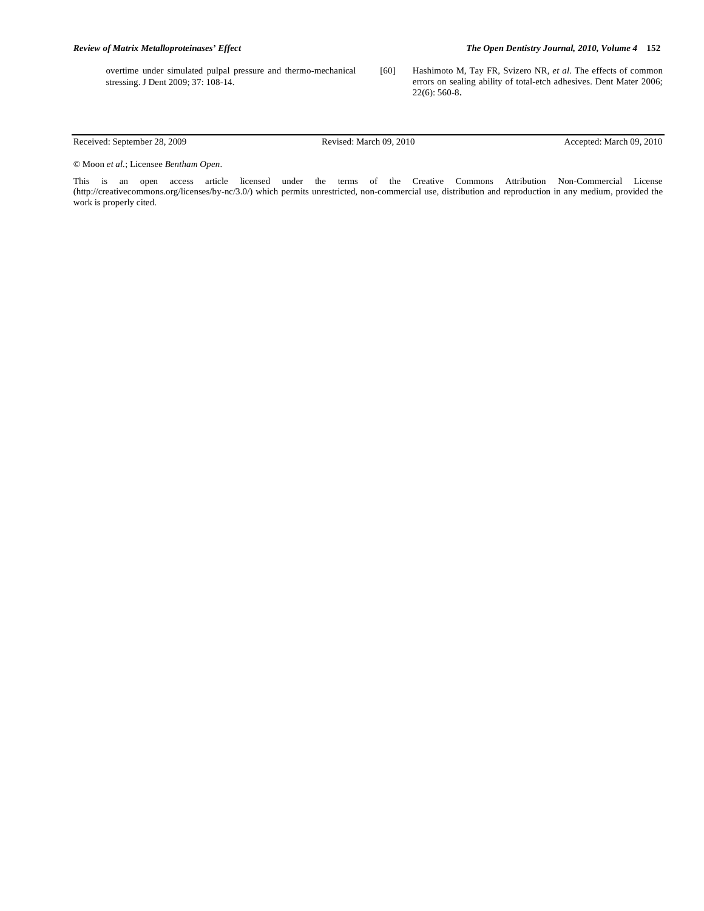overtime under simulated pulpal pressure and thermo-mechanical stressing. J Dent 2009; 37: 108-14.

[60] Hashimoto M, Tay FR, Svizero NR, *et al*. The effects of common errors on sealing ability of total-etch adhesives. Dent Mater 2006; 22(6): 560-8.

Received: September 28, 2009 Revised: March 09, 2010 Accepted: March 09, 2010

© Moon *et al*.; Licensee *Bentham Open*.

This is an open access article licensed under the terms of the Creative Commons Attribution Non-Commercial License (http://creativecommons.org/licenses/by-nc/3.0/) which permits unrestricted, non-commercial use, distribution and reproduction in any medium, provided the work is properly cited.